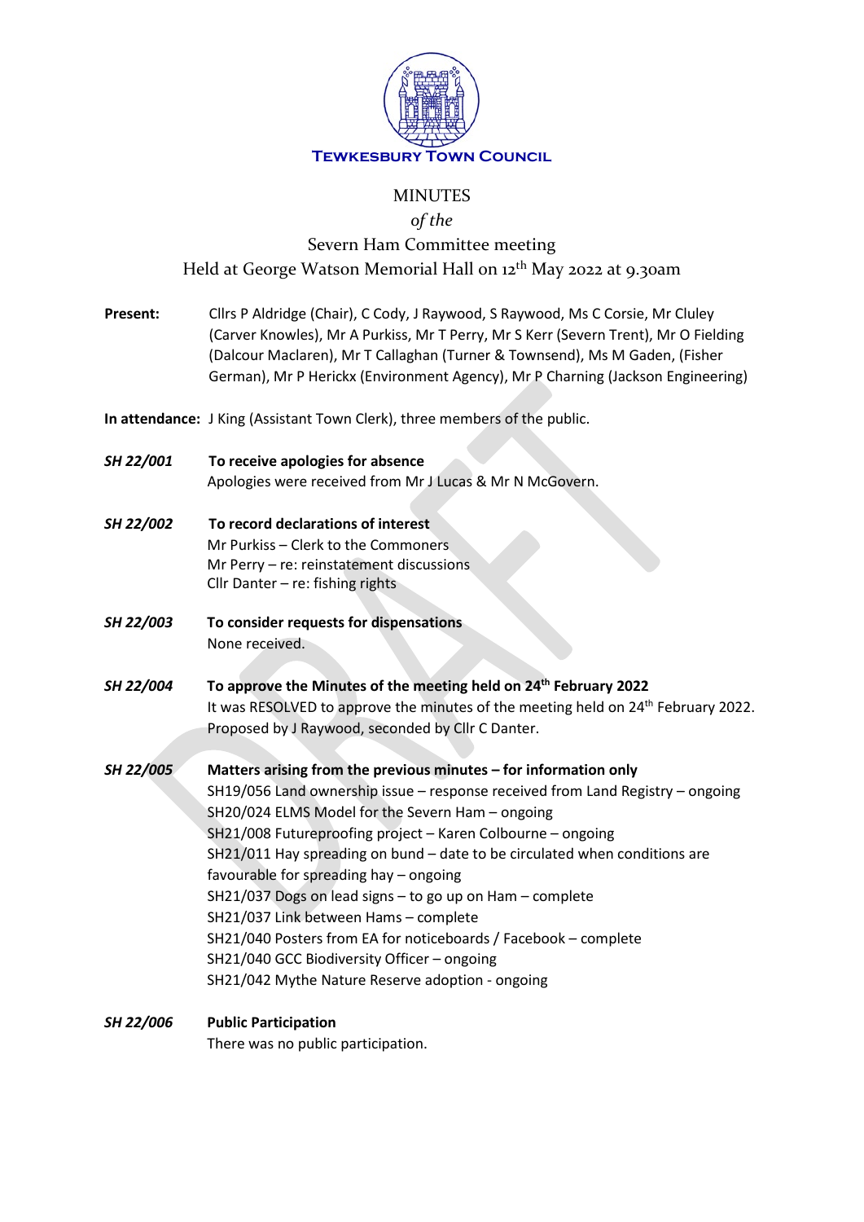**Tewkesbury Town Council**

# MINUTES

*of the*

## Severn Ham Committee meeting

Held at George Watson Memorial Hall on 12th May 2022 at 9.30am

**Present:** Cllrs P Aldridge (Chair), C Cody, J Raywood, S Raywood, Ms C Corsie, Mr Cluley (Carver Knowles), Mr A Purkiss, Mr T Perry, Mr S Kerr (Severn Trent), Mr O Fielding (Dalcour Maclaren), Mr T Callaghan (Turner & Townsend), Ms M Gaden, (Fisher German), Mr P Herickx (Environment Agency), Mr P Charning (Jackson Engineering)

**In attendance:** J King (Assistant Town Clerk), three members of the public.

***SH 22/001*** **To receive apologies for absence**

Apologies were received from Mr J Lucas & Mr N McGovern.

***SH 22/002*** **To record declarations of interest**

Mr Purkiss – Clerk to the Commoners
Mr Perry – re: reinstatement discussions
Cllr Danter – re: fishing rights

***SH 22/003*** **To consider requests for dispensations**

None received.

***SH 22/004*** **To approve the Minutes of the meeting held on 24th February 2022**

It was RESOLVED to approve the minutes of the meeting held on 24th February 2022. Proposed by J Raywood, seconded by Cllr C Danter.

***SH 22/005*** **Matters arising from the previous minutes – for information only**

SH19/056 Land ownership issue – response received from Land Registry – ongoing
SH20/024 ELMS Model for the Severn Ham – ongoing
SH21/008 Futureproofing project – Karen Colbourne – ongoing
SH21/011 Hay spreading on bund – date to be circulated when conditions are favourable for spreading hay – ongoing
SH21/037 Dogs on lead signs – to go up on Ham – complete
SH21/037 Link between Hams – complete
SH21/040 Posters from EA for noticeboards / Facebook – complete
SH21/040 GCC Biodiversity Officer – ongoing
SH21/042 Mythe Nature Reserve adoption - ongoing

***SH 22/006*** **Public Participation**

There was no public participation.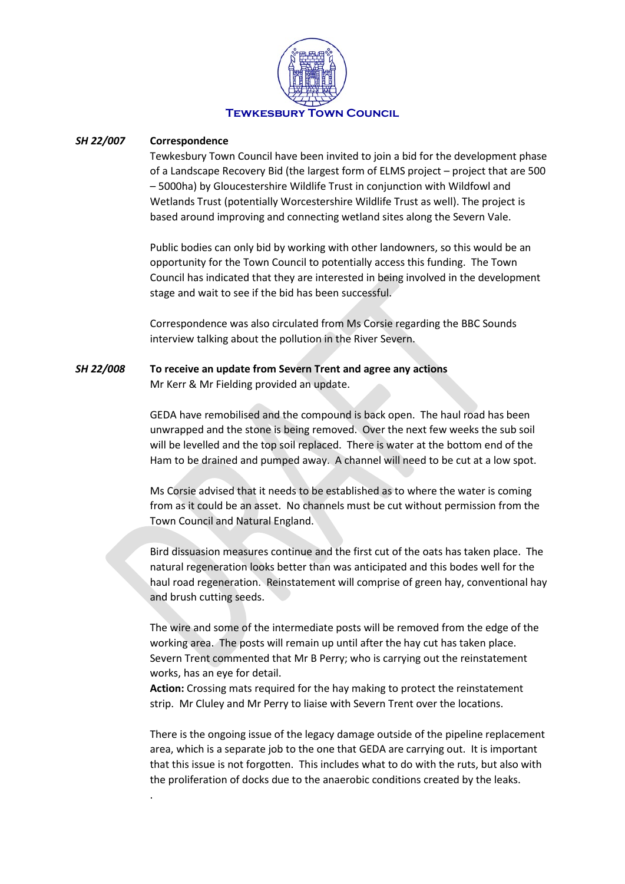**TEWKESBURY TOWN COUNCIL**

***SH 22/007*** **Correspondence**

Tewkesbury Town Council have been invited to join a bid for the development phase of a Landscape Recovery Bid (the largest form of ELMS project – project that are 500 – 5000ha) by Gloucestershire Wildlife Trust in conjunction with Wildfowl and Wetlands Trust (potentially Worcestershire Wildlife Trust as well). The project is based around improving and connecting wetland sites along the Severn Vale.

Public bodies can only bid by working with other landowners, so this would be an opportunity for the Town Council to potentially access this funding. The Town Council has indicated that they are interested in being involved in the development stage and wait to see if the bid has been successful.

Correspondence was also circulated from Ms Corsie regarding the BBC Sounds interview talking about the pollution in the River Severn.

***SH 22/008*** **To receive an update from Severn Trent and agree any actions**

Mr Kerr & Mr Fielding provided an update.

GEDA have remobilised and the compound is back open. The haul road has been unwrapped and the stone is being removed. Over the next few weeks the sub soil will be levelled and the top soil replaced. There is water at the bottom end of the Ham to be drained and pumped away. A channel will need to be cut at a low spot.

Ms Corsie advised that it needs to be established as to where the water is coming from as it could be an asset. No channels must be cut without permission from the Town Council and Natural England.

Bird dissuasion measures continue and the first cut of the oats has taken place. The natural regeneration looks better than was anticipated and this bodes well for the haul road regeneration. Reinstatement will comprise of green hay, conventional hay and brush cutting seeds.

The wire and some of the intermediate posts will be removed from the edge of the working area. The posts will remain up until after the hay cut has taken place. Severn Trent commented that Mr B Perry; who is carrying out the reinstatement works, has an eye for detail.
**Action:** Crossing mats required for the hay making to protect the reinstatement strip. Mr Cluley and Mr Perry to liaise with Severn Trent over the locations.

There is the ongoing issue of the legacy damage outside of the pipeline replacement area, which is a separate job to the one that GEDA are carrying out. It is important that this issue is not forgotten. This includes what to do with the ruts, but also with the proliferation of docks due to the anaerobic conditions created by the leaks.

.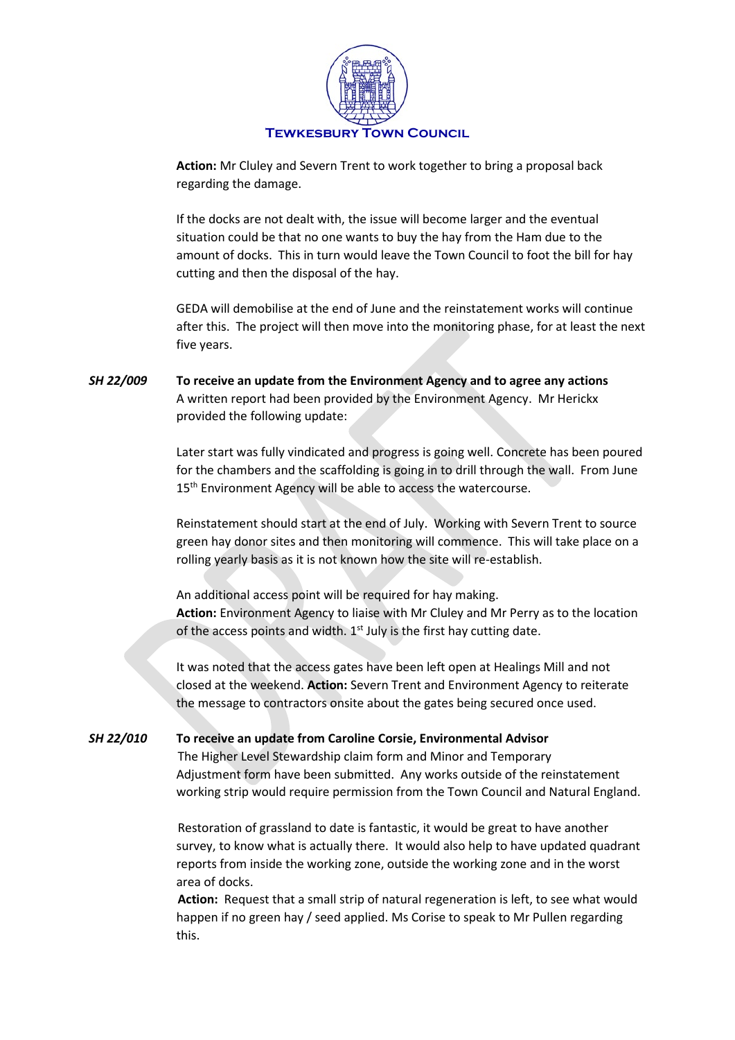**Action:** Mr Cluley and Severn Trent to work together to bring a proposal back regarding the damage.

If the docks are not dealt with, the issue will become larger and the eventual situation could be that no one wants to buy the hay from the Ham due to the amount of docks. This in turn would leave the Town Council to foot the bill for hay cutting and then the disposal of the hay.

GEDA will demobilise at the end of June and the reinstatement works will continue after this. The project will then move into the monitoring phase, for at least the next five years.

***SH 22/009*** **To receive an update from the Environment Agency and to agree any actions**

A written report had been provided by the Environment Agency. Mr Herickx provided the following update:

Later start was fully vindicated and progress is going well. Concrete has been poured for the chambers and the scaffolding is going in to drill through the wall. From June 15th Environment Agency will be able to access the watercourse.

Reinstatement should start at the end of July. Working with Severn Trent to source green hay donor sites and then monitoring will commence. This will take place on a rolling yearly basis as it is not known how the site will re-establish.

An additional access point will be required for hay making.
**Action:** Environment Agency to liaise with Mr Cluley and Mr Perry as to the location of the access points and width. 1st July is the first hay cutting date.

It was noted that the access gates have been left open at Healings Mill and not closed at the weekend. **Action:** Severn Trent and Environment Agency to reiterate the message to contractors onsite about the gates being secured once used.

***SH 22/010*** **To receive an update from Caroline Corsie, Environmental Advisor**

The Higher Level Stewardship claim form and Minor and Temporary Adjustment form have been submitted. Any works outside of the reinstatement working strip would require permission from the Town Council and Natural England.

Restoration of grassland to date is fantastic, it would be great to have another survey, to know what is actually there. It would also help to have updated quadrant reports from inside the working zone, outside the working zone and in the worst area of docks.
**Action:** Request that a small strip of natural regeneration is left, to see what would happen if no green hay / seed applied. Ms Corise to speak to Mr Pullen regarding this.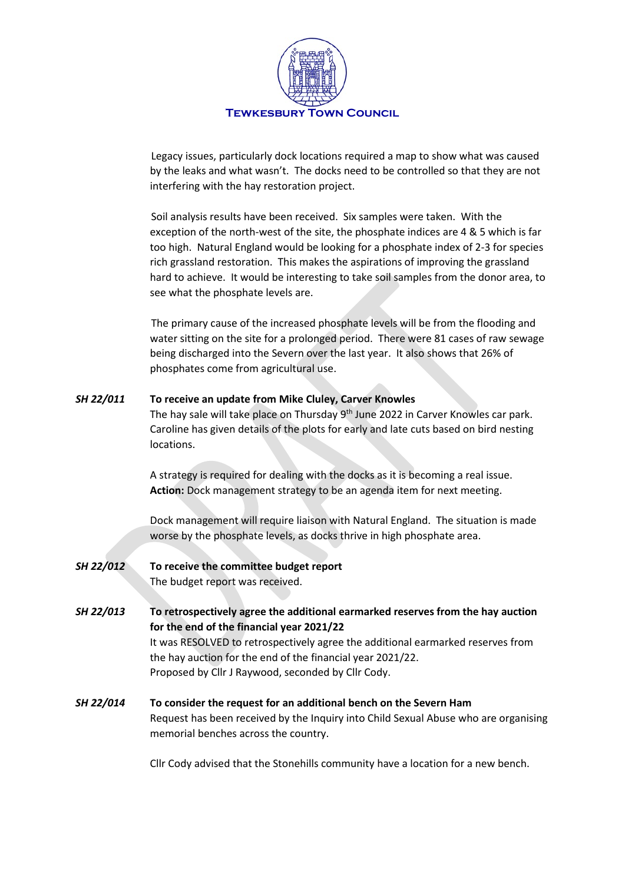Legacy issues, particularly dock locations required a map to show what was caused by the leaks and what wasn't. The docks need to be controlled so that they are not interfering with the hay restoration project.

Soil analysis results have been received. Six samples were taken. With the exception of the north-west of the site, the phosphate indices are 4 & 5 which is far too high. Natural England would be looking for a phosphate index of 2-3 for species rich grassland restoration. This makes the aspirations of improving the grassland hard to achieve. It would be interesting to take soil samples from the donor area, to see what the phosphate levels are.

The primary cause of the increased phosphate levels will be from the flooding and water sitting on the site for a prolonged period. There were 81 cases of raw sewage being discharged into the Severn over the last year. It also shows that 26% of phosphates come from agricultural use.

***SH 22/011*** **To receive an update from Mike Cluley, Carver Knowles**

The hay sale will take place on Thursday 9th June 2022 in Carver Knowles car park. Caroline has given details of the plots for early and late cuts based on bird nesting locations.

A strategy is required for dealing with the docks as it is becoming a real issue. **Action:** Dock management strategy to be an agenda item for next meeting.

Dock management will require liaison with Natural England. The situation is made worse by the phosphate levels, as docks thrive in high phosphate area.

***SH 22/012*** **To receive the committee budget report**

The budget report was received.

***SH 22/013*** **To retrospectively agree the additional earmarked reserves from the hay auction for the end of the financial year 2021/22**

It was RESOLVED to retrospectively agree the additional earmarked reserves from the hay auction for the end of the financial year 2021/22.
Proposed by Cllr J Raywood, seconded by Cllr Cody.

***SH 22/014*** **To consider the request for an additional bench on the Severn Ham**

Request has been received by the Inquiry into Child Sexual Abuse who are organising memorial benches across the country.

Cllr Cody advised that the Stonehills community have a location for a new bench.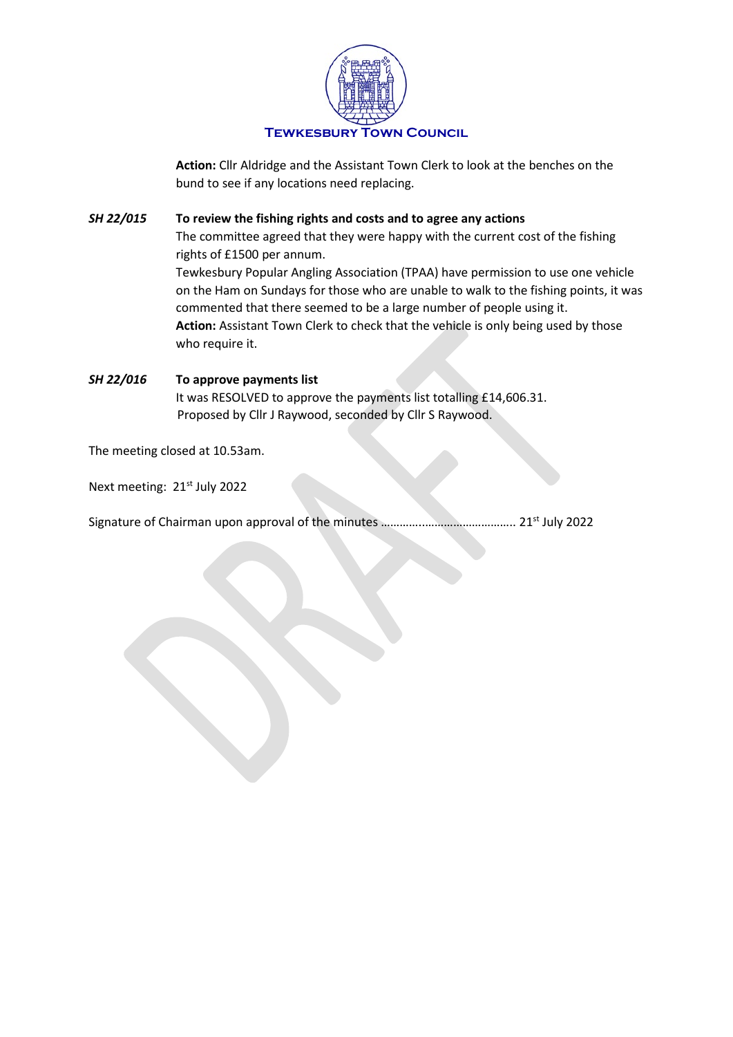**Action:** Cllr Aldridge and the Assistant Town Clerk to look at the benches on the bund to see if any locations need replacing.

***SH 22/015*** **To review the fishing rights and costs and to agree any actions**

The committee agreed that they were happy with the current cost of the fishing rights of £1500 per annum.

Tewkesbury Popular Angling Association (TPAA) have permission to use one vehicle on the Ham on Sundays for those who are unable to walk to the fishing points, it was commented that there seemed to be a large number of people using it.

**Action:** Assistant Town Clerk to check that the vehicle is only being used by those who require it.

***SH 22/016*** **To approve payments list**

It was RESOLVED to approve the payments list totalling £14,606.31. Proposed by Cllr J Raywood, seconded by Cllr S Raywood.

The meeting closed at 10.53am.

Next meeting: 21st July 2022

Signature of Chairman upon approval of the minutes ……………………………………….. 21st July 2022

DRAFT